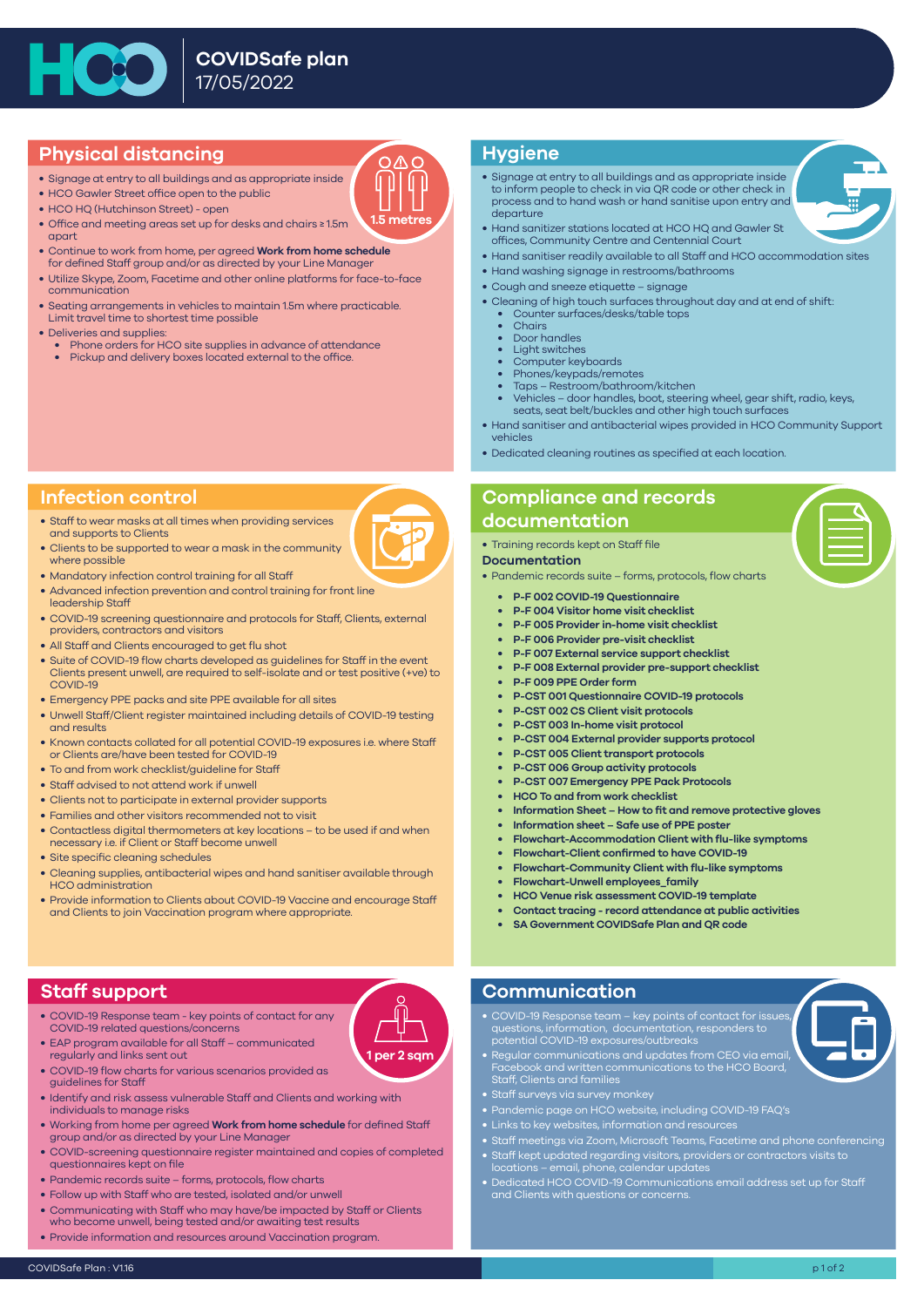# COVIDSafe plan

17/05/2022

## Physical distancing

1.5 metres

- Signage at entry to all buildings and as appropriate inside
- HCO Gawler Street office open to the public
- HCO HQ (Hutchinson Street) - open
- Office and meeting areas set up for desks and chairs ≥ 1.5m apart
- Continue to work from home, per agreed **Work from home schedule** for defined Staff group and/or as directed by your Line Manager
- Utilize Skype, Zoom, Facetime and other online platforms for face-to-face communication
- Seating arrangements in vehicles to maintain 1.5m where practicable. Limit travel time to shortest time possible
- Deliveries and supplies:
  - Phone orders for HCO site supplies in advance of attendance
  - Pickup and delivery boxes located external to the office.

## Hygiene

- Signage at entry to all buildings and as appropriate inside to inform people to check in via QR code or other check in process and to hand wash or hand sanitise upon entry and departure
- Hand sanitizer stations located at HCO HQ and Gawler St offices, Community Centre and Centennial Court
- Hand sanitiser readily available to all Staff and HCO accommodation sites
- Hand washing signage in restrooms/bathrooms
- Cough and sneeze etiquette – signage
- Cleaning of high touch surfaces throughout day and at end of shift:
  - Counter surfaces/desks/table tops
  - Chairs
  - Door handles
  - Light switches
  - Computer keyboards
  - Phones/keypads/remotes
  - Taps – Restroom/bathroom/kitchen
  - Vehicles – door handles, boot, steering wheel, gear shift, radio, keys, seats, seat belt/buckles and other high touch surfaces
- Hand sanitiser and antibacterial wipes provided in HCO Community Support vehicles
- Dedicated cleaning routines as specified at each location.

## Infection control

- Staff to wear masks at all times when providing services and supports to Clients
- Clients to be supported to wear a mask in the community where possible
- Mandatory infection control training for all Staff
- Advanced infection prevention and control training for front line leadership Staff
- COVID-19 screening questionnaire and protocols for Staff, Clients, external providers, contractors and visitors
- All Staff and Clients encouraged to get flu shot
- Suite of COVID-19 flow charts developed as guidelines for Staff in the event Clients present unwell, are required to self-isolate and or test positive (+ve) to COVID-19
- Emergency PPE packs and site PPE available for all sites
- Unwell Staff/Client register maintained including details of COVID-19 testing and results
- Known contacts collated for all potential COVID-19 exposures i.e. where Staff or Clients are/have been tested for COVID-19
- To and from work checklist/guideline for Staff
- Staff advised to not attend work if unwell
- Clients not to participate in external provider supports
- Families and other visitors recommended not to visit
- Contactless digital thermometers at key locations – to be used if and when necessary i.e. if Client or Staff become unwell
- Site specific cleaning schedules
- Cleaning supplies, antibacterial wipes and hand sanitiser available through HCO administration
- Provide information to Clients about COVID-19 Vaccine and encourage Staff and Clients to join Vaccination program where appropriate.

## Compliance and records documentation

- Training records kept on Staff file

### Documentation

- Pandemic records suite – forms, protocols, flow charts
  - **P-F 002 COVID-19 Questionnaire**
  - **P-F 004 Visitor home visit checklist**
  - **P-F 005 Provider in-home visit checklist**
  - **P-F 006 Provider pre-visit checklist**
  - **P-F 007 External service support checklist**
  - **P-F 008 External provider pre-support checklist**
  - **P-F 009 PPE Order form**
  - **P-CST 001 Questionnaire COVID-19 protocols**
  - **P-CST 002 CS Client visit protocols**
  - **P-CST 003 In-home visit protocol**
  - **P-CST 004 External provider supports protocol**
  - **P-CST 005 Client transport protocols**
  - **P-CST 006 Group activity protocols**
  - **P-CST 007 Emergency PPE Pack Protocols**
  - **HCO To and from work checklist**
  - **Information Sheet – How to fit and remove protective gloves**
  - **Information sheet – Safe use of PPE poster**
  - **Flowchart-Accommodation Client with flu-like symptoms**
  - **Flowchart-Client confirmed to have COVID-19**
  - **Flowchart-Community Client with flu-like symptoms**
  - **Flowchart-Unwell employees_family**
  - **HCO Venue risk assessment COVID-19 template**
  - **Contact tracing - record attendance at public activities**
  - **SA Government COVIDSafe Plan and QR code**

## Staff support

1 per 2 sqm

- COVID-19 Response team - key points of contact for any COVID-19 related questions/concerns
- EAP program available for all Staff – communicated regularly and links sent out
- COVID-19 flow charts for various scenarios provided as guidelines for Staff
- Identify and risk assess vulnerable Staff and Clients and working with individuals to manage risks
- Working from home per agreed **Work from home schedule** for defined Staff group and/or as directed by your Line Manager
- COVID-screening questionnaire register maintained and copies of completed questionnaires kept on file
- Pandemic records suite – forms, protocols, flow charts
- Follow up with Staff who are tested, isolated and/or unwell
- Communicating with Staff who may have/be impacted by Staff or Clients who become unwell, being tested and/or awaiting test results
- Provide information and resources around Vaccination program.

## Communication

- COVID-19 Response team – key points of contact for issues, questions, information, documentation, responders to potential COVID-19 exposures/outbreaks
- Regular communications and updates from CEO via email, Facebook and written communications to the HCO Board, Staff, Clients and families
- Staff surveys via survey monkey
- Pandemic page on HCO website, including COVID-19 FAQ's
- Links to key websites, information and resources
- Staff meetings via Zoom, Microsoft Teams, Facetime and phone conferencing
- Staff kept updated regarding visitors, providers or contractors visits to locations – email, phone, calendar updates
- Dedicated HCO COVID-19 Communications email address set up for Staff and Clients with questions or concerns.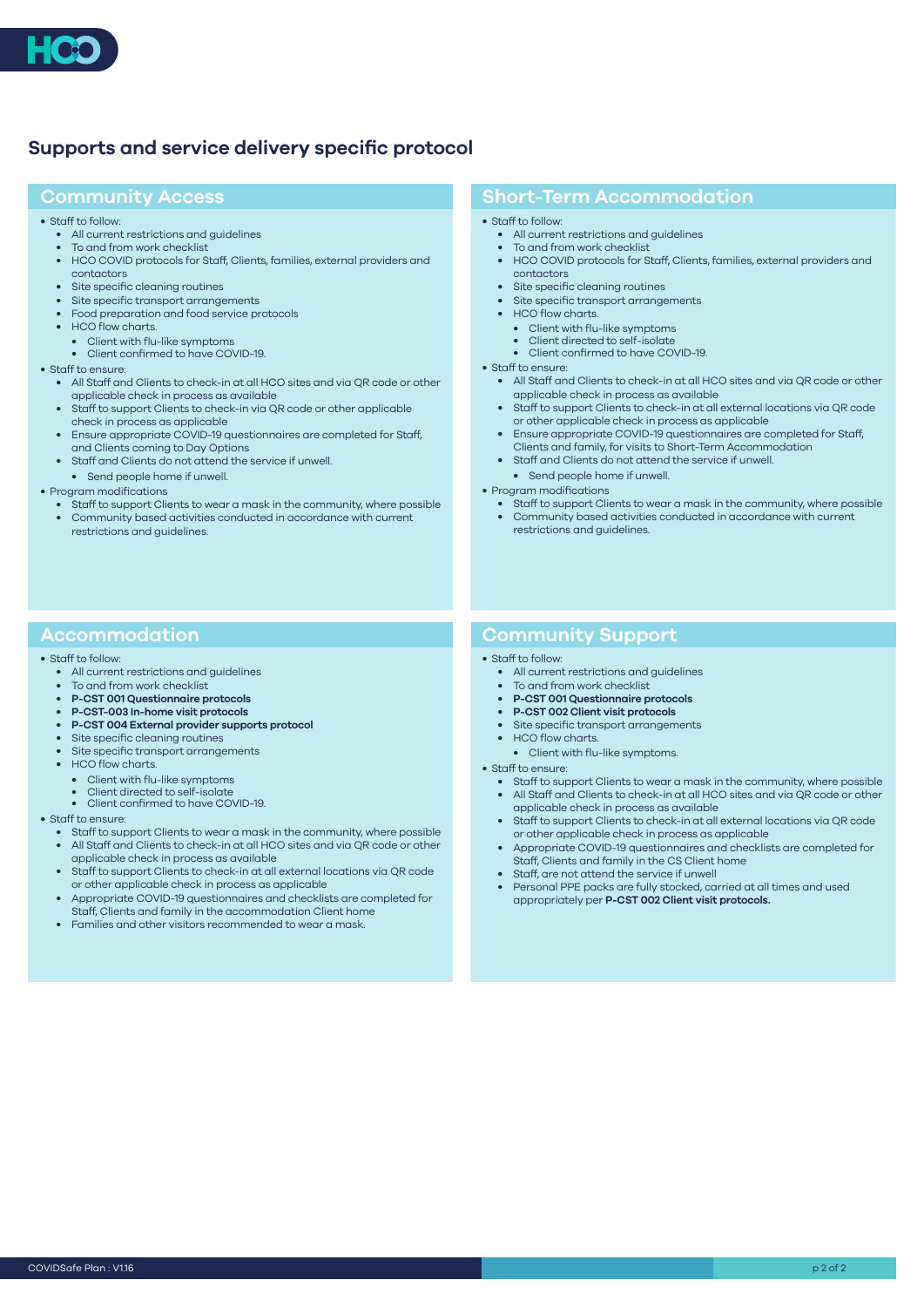## Supports and service delivery specific protocol

### Community Access

- Staff to follow:
  - All current restrictions and guidelines
  - To and from work checklist
  - HCO COVID protocols for Staff, Clients, families, external providers and contactors
  - Site specific cleaning routines
  - Site specific transport arrangements
  - Food preparation and food service protocols
  - HCO flow charts.
    - Client with flu-like symptoms
    - Client confirmed to have COVID-19.
- Staff to ensure:
  - All Staff and Clients to check-in at all HCO sites and via QR code or other applicable check in process as available
  - Staff to support Clients to check-in via QR code or other applicable check in process as applicable
  - Ensure appropriate COVID-19 questionnaires are completed for Staff, and Clients coming to Day Options
  - Staff and Clients do not attend the service if unwell.
    - Send people home if unwell.
- Program modifications
  - Staff to support Clients to wear a mask in the community, where possible
  - Community based activities conducted in accordance with current restrictions and guidelines.

### Short-Term Accommodation

- Staff to follow:
  - All current restrictions and guidelines
  - To and from work checklist
  - HCO COVID protocols for Staff, Clients, families, external providers and contactors
  - Site specific cleaning routines
  - Site specific transport arrangements
  - HCO flow charts.
    - Client with flu-like symptoms
    - Client directed to self-isolate
    - Client confirmed to have COVID-19.
- Staff to ensure:
  - All Staff and Clients to check-in at all HCO sites and via QR code or other applicable check in process as available
  - Staff to support Clients to check-in at all external locations via QR code or other applicable check in process as applicable
  - Ensure appropriate COVID-19 questionnaires are completed for Staff, Clients and family, for visits to Short-Term Accommodation
  - Staff and Clients do not attend the service if unwell.
    - Send people home if unwell.
- Program modifications
  - Staff to support Clients to wear a mask in the community, where possible
  - Community based activities conducted in accordance with current restrictions and guidelines.

### Accommodation

- Staff to follow:
  - All current restrictions and guidelines
  - To and from work checklist
  - **P-CST 001 Questionnaire protocols**
  - **P-CST-003 In-home visit protocols**
  - **P-CST 004 External provider supports protocol**
  - Site specific cleaning routines
  - Site specific transport arrangements
  - HCO flow charts.
    - Client with flu-like symptoms
    - Client directed to self-isolate
    - Client confirmed to have COVID-19.
- Staff to ensure:
  - Staff to support Clients to wear a mask in the community, where possible
  - All Staff and Clients to check-in at all HCO sites and via QR code or other applicable check in process as available
  - Staff to support Clients to check-in at all external locations via QR code or other applicable check in process as applicable
  - Appropriate COVID-19 questionnaires and checklists are completed for Staff, Clients and family in the accommodation Client home
  - Families and other visitors recommended to wear a mask.

### Community Support

- Staff to follow:
  - All current restrictions and guidelines
  - To and from work checklist
  - **P-CST 001 Questionnaire protocols**
  - **P-CST 002 Client visit protocols**
  - Site specific transport arrangements
  - HCO flow charts.
    - Client with flu-like symptoms.
- Staff to ensure:
  - Staff to support Clients to wear a mask in the community, where possible
  - All Staff and Clients to check-in at all HCO sites and via QR code or other applicable check in process as available
  - Staff to support Clients to check-in at all external locations via QR code or other applicable check in process as applicable
  - Appropriate COVID-19 questionnaires and checklists are completed for Staff, Clients and family in the CS Client home
  - Staff, are not attend the service if unwell
  - Personal PPE packs are fully stocked, carried at all times and used appropriately per **P-CST 002 Client visit protocols.**